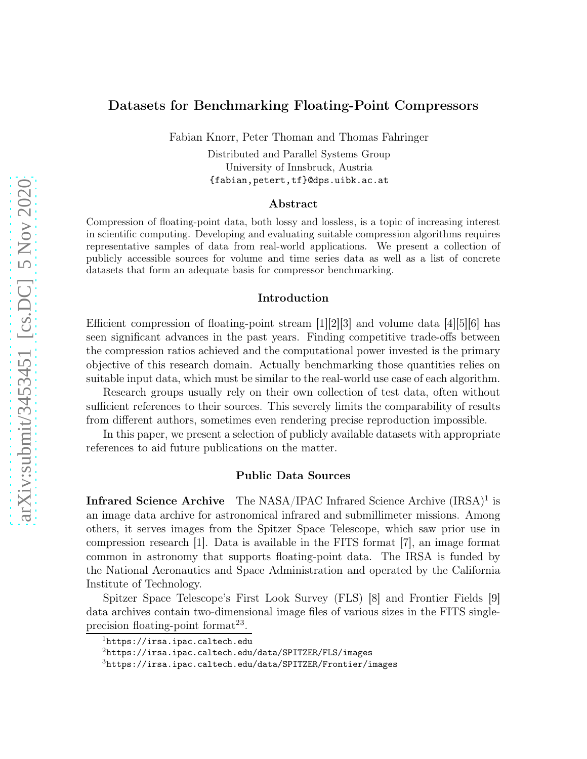# Datasets for Benchmarking Floating-Point Compressors

Fabian Knorr, Peter Thoman and Thomas Fahringer

Distributed and Parallel Systems Group
University of Innsbruck, Austria
{fabian,petert,tf}@dps.uibk.ac.at

## Abstract

Compression of floating-point data, both lossy and lossless, is a topic of increasing interest in scientific computing. Developing and evaluating suitable compression algorithms requires representative samples of data from real-world applications. We present a collection of publicly accessible sources for volume and time series data as well as a list of concrete datasets that form an adequate basis for compressor benchmarking.

## Introduction

Efficient compression of floating-point stream [1][2][3] and volume data [4][5][6] has seen significant advances in the past years. Finding competitive trade-offs between the compression ratios achieved and the computational power invested is the primary objective of this research domain. Actually benchmarking those quantities relies on suitable input data, which must be similar to the real-world use case of each algorithm.

Research groups usually rely on their own collection of test data, often without sufficient references to their sources. This severely limits the comparability of results from different authors, sometimes even rendering precise reproduction impossible.

In this paper, we present a selection of publicly available datasets with appropriate references to aid future publications on the matter.

## Public Data Sources

**Infrared Science Archive** The NASA/IPAC Infrared Science Archive (IRSA)[1] is an image data archive for astronomical infrared and submillimeter missions. Among others, it serves images from the Spitzer Space Telescope, which saw prior use in compression research [1]. Data is available in the FITS format [7], an image format common in astronomy that supports floating-point data. The IRSA is funded by the National Aeronautics and Space Administration and operated by the California Institute of Technology.

Spitzer Space Telescope's First Look Survey (FLS) [8] and Frontier Fields [9] data archives contain two-dimensional image files of various sizes in the FITS single-precision floating-point format[2][3].

[1] https://irsa.ipac.caltech.edu

[2] https://irsa.ipac.caltech.edu/data/SPITZER/FLS/images

[3] https://irsa.ipac.caltech.edu/data/SPITZER/Frontier/images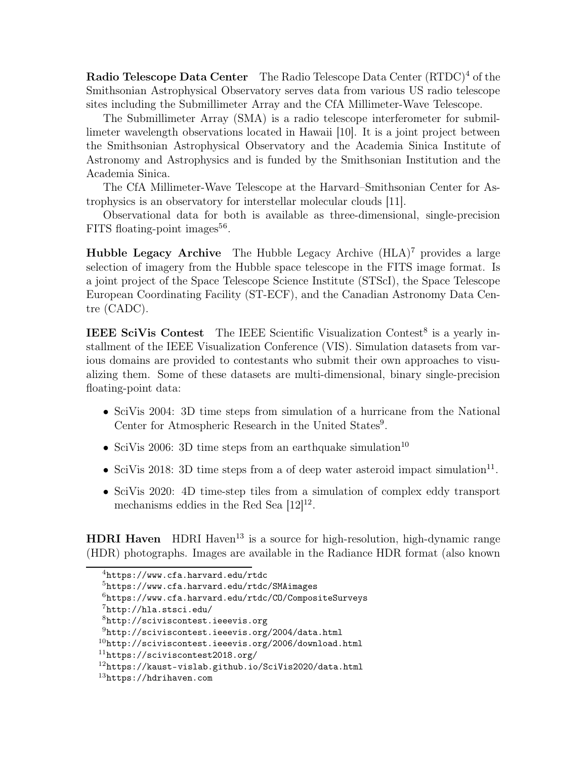**Radio Telescope Data Center** The Radio Telescope Data Center (RTDC)[4] of the Smithsonian Astrophysical Observatory serves data from various US radio telescope sites including the Submillimeter Array and the CfA Millimeter-Wave Telescope.

The Submillimeter Array (SMA) is a radio telescope interferometer for submillimeter wavelength observations located in Hawaii [10]. It is a joint project between the Smithsonian Astrophysical Observatory and the Academia Sinica Institute of Astronomy and Astrophysics and is funded by the Smithsonian Institution and the Academia Sinica.

The CfA Millimeter-Wave Telescope at the Harvard–Smithsonian Center for Astrophysics is an observatory for interstellar molecular clouds [11].

Observational data for both is available as three-dimensional, single-precision FITS floating-point images[5][6].

**Hubble Legacy Archive** The Hubble Legacy Archive (HLA)[7] provides a large selection of imagery from the Hubble space telescope in the FITS image format. Is a joint project of the Space Telescope Science Institute (STScI), the Space Telescope European Coordinating Facility (ST-ECF), and the Canadian Astronomy Data Centre (CADC).

**IEEE SciVis Contest** The IEEE Scientific Visualization Contest[8] is a yearly installment of the IEEE Visualization Conference (VIS). Simulation datasets from various domains are provided to contestants who submit their own approaches to visualizing them. Some of these datasets are multi-dimensional, binary single-precision floating-point data:

- SciVis 2004: 3D time steps from simulation of a hurricane from the National Center for Atmospheric Research in the United States[9].
- SciVis 2006: 3D time steps from an earthquake simulation[10]
- SciVis 2018: 3D time steps from a of deep water asteroid impact simulation[11].
- SciVis 2020: 4D time-step tiles from a simulation of complex eddy transport mechanisms eddies in the Red Sea [12][12].

**HDRI Haven** HDRI Haven[13] is a source for high-resolution, high-dynamic range (HDR) photographs. Images are available in the Radiance HDR format (also known

[4] https://www.cfa.harvard.edu/rtdc
[5] https://www.cfa.harvard.edu/rtdc/SMAimages
[6] https://www.cfa.harvard.edu/rtdc/CO/CompositeSurveys
[7] http://hla.stsci.edu/
[8] http://sciviscontest.ieeevis.org
[9] http://sciviscontest.ieeevis.org/2004/data.html
[10] http://sciviscontest.ieeevis.org/2006/download.html
[11] https://sciviscontest2018.org/
[12] https://kaust-vislab.github.io/SciVis2020/data.html
[13] https://hdrihaven.com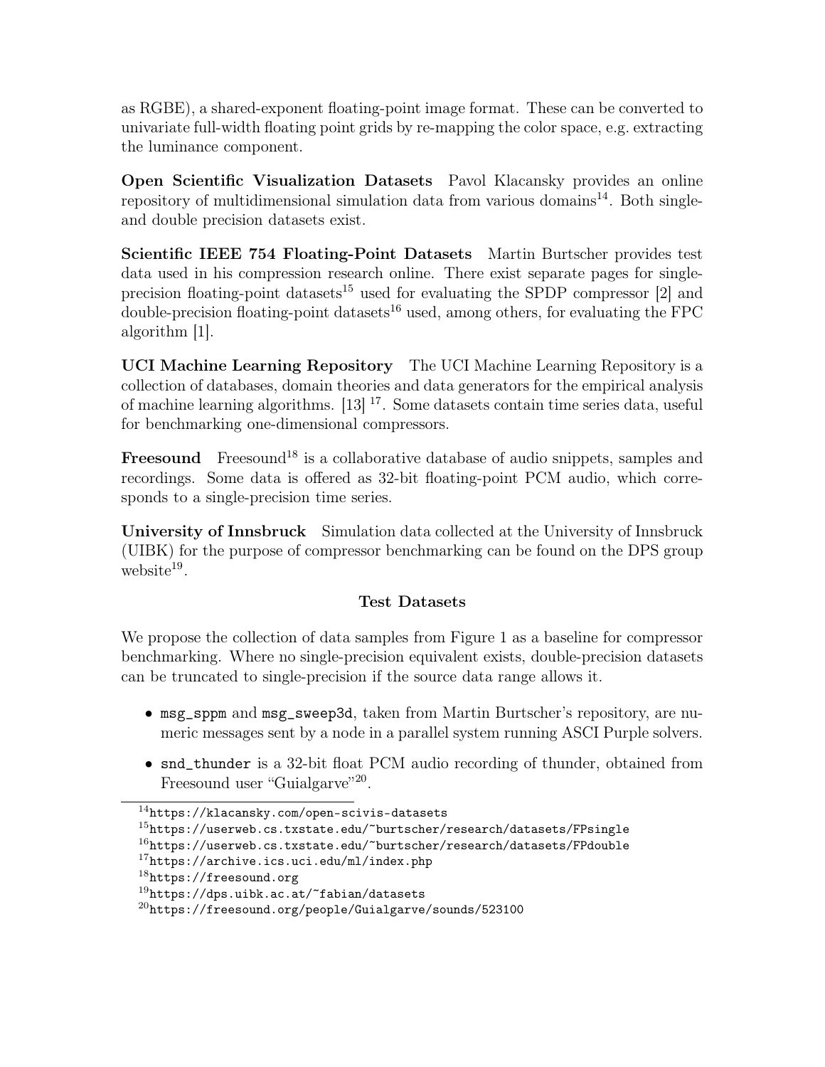as RGBE), a shared-exponent floating-point image format. These can be converted to univariate full-width floating point grids by re-mapping the color space, e.g. extracting the luminance component.

**Open Scientific Visualization Datasets** Pavol Klacansky provides an online repository of multidimensional simulation data from various domains[14]. Both single- and double precision datasets exist.

**Scientific IEEE 754 Floating-Point Datasets** Martin Burtscher provides test data used in his compression research online. There exist separate pages for single-precision floating-point datasets[15] used for evaluating the SPDP compressor [2] and double-precision floating-point datasets[16] used, among others, for evaluating the FPC algorithm [1].

**UCI Machine Learning Repository** The UCI Machine Learning Repository is a collection of databases, domain theories and data generators for the empirical analysis of machine learning algorithms. [13] [17]. Some datasets contain time series data, useful for benchmarking one-dimensional compressors.

**Freesound** Freesound[18] is a collaborative database of audio snippets, samples and recordings. Some data is offered as 32-bit floating-point PCM audio, which corresponds to a single-precision time series.

**University of Innsbruck** Simulation data collected at the University of Innsbruck (UIBK) for the purpose of compressor benchmarking can be found on the DPS group website[19].

## Test Datasets

We propose the collection of data samples from Figure 1 as a baseline for compressor benchmarking. Where no single-precision equivalent exists, double-precision datasets can be truncated to single-precision if the source data range allows it.

- `msg_sppm` and `msg_sweep3d`, taken from Martin Burtscher's repository, are numeric messages sent by a node in a parallel system running ASCI Purple solvers.
- `snd_thunder` is a 32-bit float PCM audio recording of thunder, obtained from Freesound user "Guialgarve"[20].

---

[14] https://klacansky.com/open-scivis-datasets
[15] https://userweb.cs.txstate.edu/~burtscher/research/datasets/FPsingle
[16] https://userweb.cs.txstate.edu/~burtscher/research/datasets/FPdouble
[17] https://archive.ics.uci.edu/ml/index.php
[18] https://freesound.org
[19] https://dps.uibk.ac.at/~fabian/datasets
[20] https://freesound.org/people/Guialgarve/sounds/523100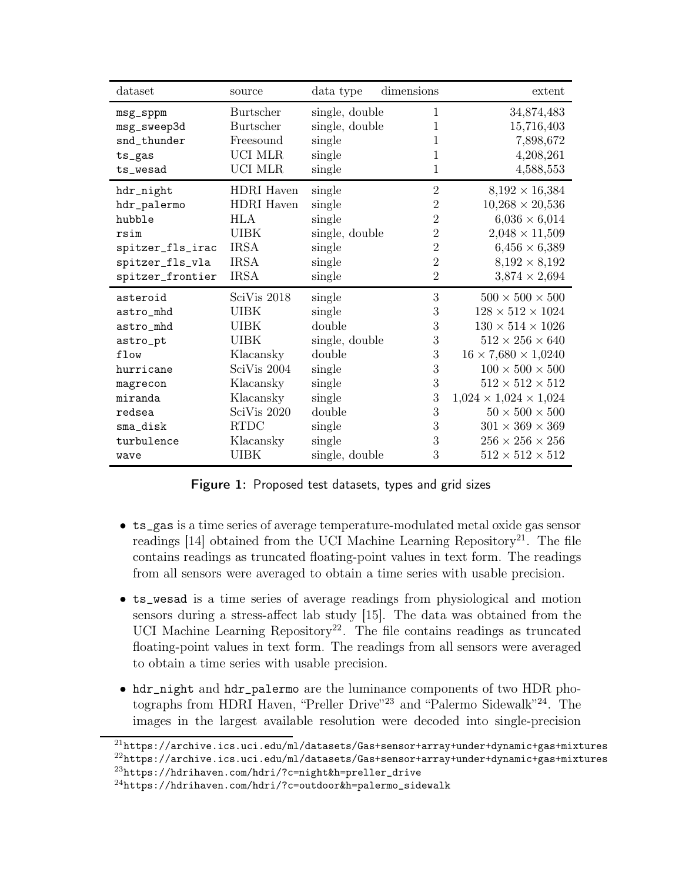| dataset | source | data type | dimensions | extent |
|---|---|---|---|---|
| msg_sppm | Burtscher | single, double | 1 | 34,874,483 |
| msg_sweep3d | Burtscher | single, double | 1 | 15,716,403 |
| snd_thunder | Freesound | single | 1 | 7,898,672 |
| ts_gas | UCI MLR | single | 1 | 4,208,261 |
| ts_wesad | UCI MLR | single | 1 | 4,588,553 |
| hdr_night | HDRI Haven | single | 2 | $8{,}192 \times 16{,}384$ |
| hdr_palermo | HDRI Haven | single | 2 | $10{,}268 \times 20{,}536$ |
| hubble | HLA | single | 2 | $6{,}036 \times 6{,}014$ |
| rsim | UIBK | single, double | 2 | $2{,}048 \times 11{,}509$ |
| spitzer_fls_irac | IRSA | single | 2 | $6{,}456 \times 6{,}389$ |
| spitzer_fls_vla | IRSA | single | 2 | $8{,}192 \times 8{,}192$ |
| spitzer_frontier | IRSA | single | 2 | $3{,}874 \times 2{,}694$ |
| asteroid | SciVis 2018 | single | 3 | $500 \times 500 \times 500$ |
| astro_mhd | UIBK | single | 3 | $128 \times 512 \times 1024$ |
| astro_mhd | UIBK | double | 3 | $130 \times 514 \times 1026$ |
| astro_pt | UIBK | single, double | 3 | $512 \times 256 \times 640$ |
| flow | Klacansky | double | 3 | $16 \times 7{,}680 \times 1{,}0240$ |
| hurricane | SciVis 2004 | single | 3 | $100 \times 500 \times 500$ |
| magrecon | Klacansky | single | 3 | $512 \times 512 \times 512$ |
| miranda | Klacansky | single | 3 | $1{,}024 \times 1{,}024 \times 1{,}024$ |
| redsea | SciVis 2020 | double | 3 | $50 \times 500 \times 500$ |
| sma_disk | RTDC | single | 3 | $301 \times 369 \times 369$ |
| turbulence | Klacansky | single | 3 | $256 \times 256 \times 256$ |
| wave | UIBK | single, double | 3 | $512 \times 512 \times 512$ |

**Figure 1:** Proposed test datasets, types and grid sizes

- ts_gas is a time series of average temperature-modulated metal oxide gas sensor readings [14] obtained from the UCI Machine Learning Repository[21]. The file contains readings as truncated floating-point values in text form. The readings from all sensors were averaged to obtain a time series with usable precision.
- ts_wesad is a time series of average readings from physiological and motion sensors during a stress-affect lab study [15]. The data was obtained from the UCI Machine Learning Repository[22]. The file contains readings as truncated floating-point values in text form. The readings from all sensors were averaged to obtain a time series with usable precision.
- hdr_night and hdr_palermo are the luminance components of two HDR photographs from HDRI Haven, "Preller Drive"[23] and "Palermo Sidewalk"[24]. The images in the largest available resolution were decoded into single-precision

[21] https://archive.ics.uci.edu/ml/datasets/Gas+sensor+array+under+dynamic+gas+mixtures
[22] https://archive.ics.uci.edu/ml/datasets/Gas+sensor+array+under+dynamic+gas+mixtures
[23] https://hdrihaven.com/hdri/?c=night&h=preller_drive
[24] https://hdrihaven.com/hdri/?c=outdoor&h=palermo_sidewalk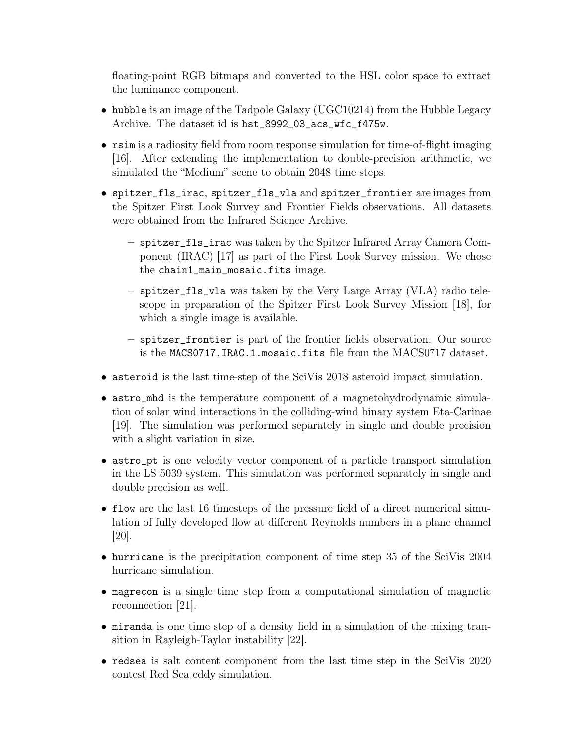floating-point RGB bitmaps and converted to the HSL color space to extract the luminance component.

- `hubble` is an image of the Tadpole Galaxy (UGC10214) from the Hubble Legacy Archive. The dataset id is `hst_8992_03_acs_wfc_f475w`.
- `rsim` is a radiosity field from room response simulation for time-of-flight imaging [16]. After extending the implementation to double-precision arithmetic, we simulated the "Medium" scene to obtain 2048 time steps.
- `spitzer_fls_irac`, `spitzer_fls_vla` and `spitzer_frontier` are images from the Spitzer First Look Survey and Frontier Fields observations. All datasets were obtained from the Infrared Science Archive.
  - `spitzer_fls_irac` was taken by the Spitzer Infrared Array Camera Component (IRAC) [17] as part of the First Look Survey mission. We chose the `chain1_main_mosaic.fits` image.
  - `spitzer_fls_vla` was taken by the Very Large Array (VLA) radio telescope in preparation of the Spitzer First Look Survey Mission [18], for which a single image is available.
  - `spitzer_frontier` is part of the frontier fields observation. Our source is the `MACS0717.IRAC.1.mosaic.fits` file from the MACS0717 dataset.
- `asteroid` is the last time-step of the SciVis 2018 asteroid impact simulation.
- `astro_mhd` is the temperature component of a magnetohydrodynamic simulation of solar wind interactions in the colliding-wind binary system Eta-Carinae [19]. The simulation was performed separately in single and double precision with a slight variation in size.
- `astro_pt` is one velocity vector component of a particle transport simulation in the LS 5039 system. This simulation was performed separately in single and double precision as well.
- `flow` are the last 16 timesteps of the pressure field of a direct numerical simulation of fully developed flow at different Reynolds numbers in a plane channel [20].
- `hurricane` is the precipitation component of time step 35 of the SciVis 2004 hurricane simulation.
- `magrecon` is a single time step from a computational simulation of magnetic reconnection [21].
- `miranda` is one time step of a density field in a simulation of the mixing transition in Rayleigh-Taylor instability [22].
- `redsea` is salt content component from the last time step in the SciVis 2020 contest Red Sea eddy simulation.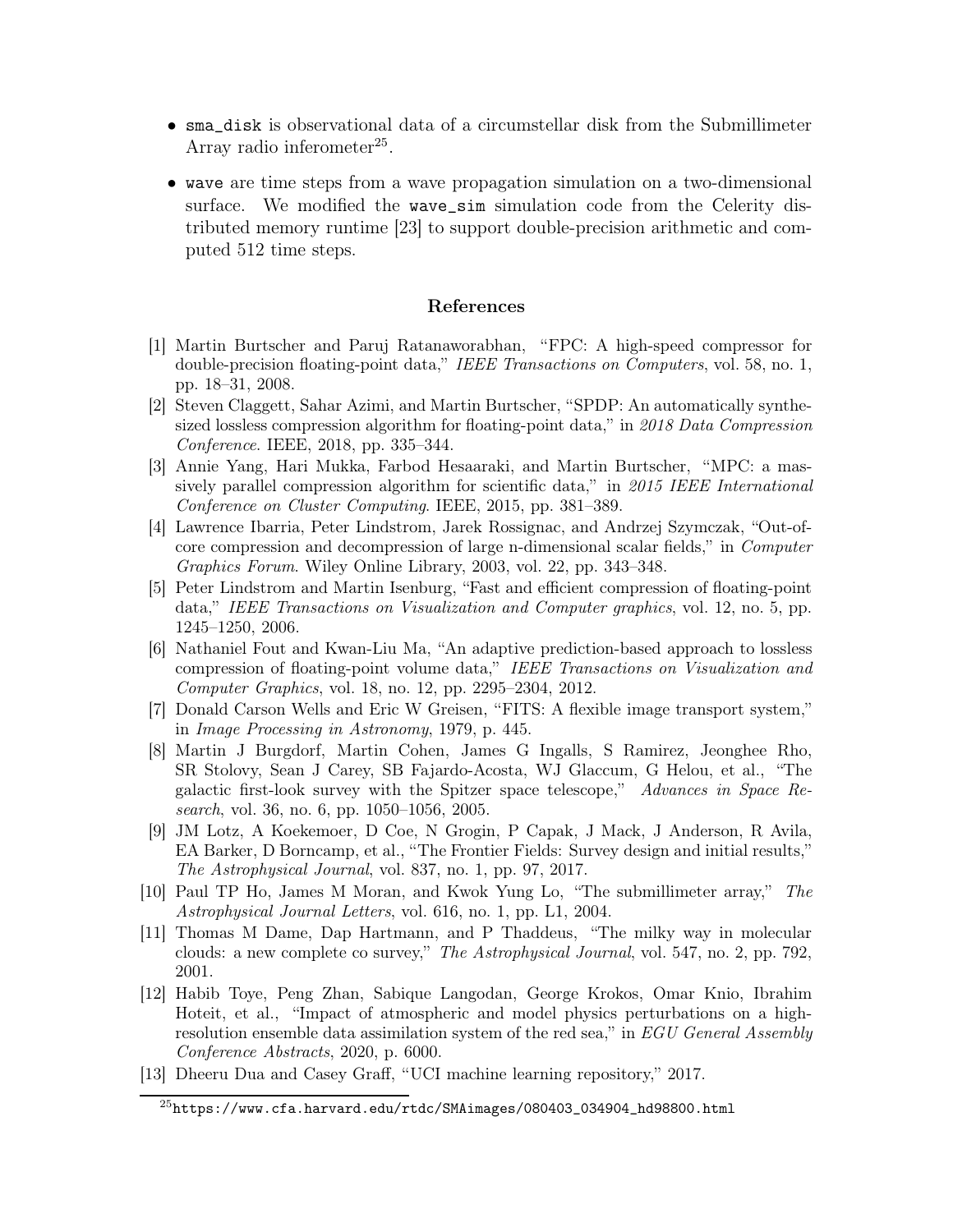- `sma_disk` is observational data of a circumstellar disk from the Submillimeter Array radio inferometer[25].
- `wave` are time steps from a wave propagation simulation on a two-dimensional surface. We modified the `wave_sim` simulation code from the Celerity distributed memory runtime [23] to support double-precision arithmetic and computed 512 time steps.

## References

[1] Martin Burtscher and Paruj Ratanaworabhan, "FPC: A high-speed compressor for double-precision floating-point data," *IEEE Transactions on Computers*, vol. 58, no. 1, pp. 18–31, 2008.

[2] Steven Claggett, Sahar Azimi, and Martin Burtscher, "SPDP: An automatically synthesized lossless compression algorithm for floating-point data," in *2018 Data Compression Conference*. IEEE, 2018, pp. 335–344.

[3] Annie Yang, Hari Mukka, Farbod Hesaaraki, and Martin Burtscher, "MPC: a massively parallel compression algorithm for scientific data," in *2015 IEEE International Conference on Cluster Computing*. IEEE, 2015, pp. 381–389.

[4] Lawrence Ibarria, Peter Lindstrom, Jarek Rossignac, and Andrzej Szymczak, "Out-of-core compression and decompression of large n-dimensional scalar fields," in *Computer Graphics Forum*. Wiley Online Library, 2003, vol. 22, pp. 343–348.

[5] Peter Lindstrom and Martin Isenburg, "Fast and efficient compression of floating-point data," *IEEE Transactions on Visualization and Computer graphics*, vol. 12, no. 5, pp. 1245–1250, 2006.

[6] Nathaniel Fout and Kwan-Liu Ma, "An adaptive prediction-based approach to lossless compression of floating-point volume data," *IEEE Transactions on Visualization and Computer Graphics*, vol. 18, no. 12, pp. 2295–2304, 2012.

[7] Donald Carson Wells and Eric W Greisen, "FITS: A flexible image transport system," in *Image Processing in Astronomy*, 1979, p. 445.

[8] Martin J Burgdorf, Martin Cohen, James G Ingalls, S Ramirez, Jeonghee Rho, SR Stolovy, Sean J Carey, SB Fajardo-Acosta, WJ Glaccum, G Helou, et al., "The galactic first-look survey with the Spitzer space telescope," *Advances in Space Research*, vol. 36, no. 6, pp. 1050–1056, 2005.

[9] JM Lotz, A Koekemoer, D Coe, N Grogin, P Capak, J Mack, J Anderson, R Avila, EA Barker, D Borncamp, et al., "The Frontier Fields: Survey design and initial results," *The Astrophysical Journal*, vol. 837, no. 1, pp. 97, 2017.

[10] Paul TP Ho, James M Moran, and Kwok Yung Lo, "The submillimeter array," *The Astrophysical Journal Letters*, vol. 616, no. 1, pp. L1, 2004.

[11] Thomas M Dame, Dap Hartmann, and P Thaddeus, "The milky way in molecular clouds: a new complete co survey," *The Astrophysical Journal*, vol. 547, no. 2, pp. 792, 2001.

[12] Habib Toye, Peng Zhan, Sabique Langodan, George Krokos, Omar Knio, Ibrahim Hoteit, et al., "Impact of atmospheric and model physics perturbations on a high-resolution ensemble data assimilation system of the red sea," in *EGU General Assembly Conference Abstracts*, 2020, p. 6000.

[13] Dheeru Dua and Casey Graff, "UCI machine learning repository," 2017.

---

[25] `https://www.cfa.harvard.edu/rtdc/SMAimages/080403_034904_hd98800.html`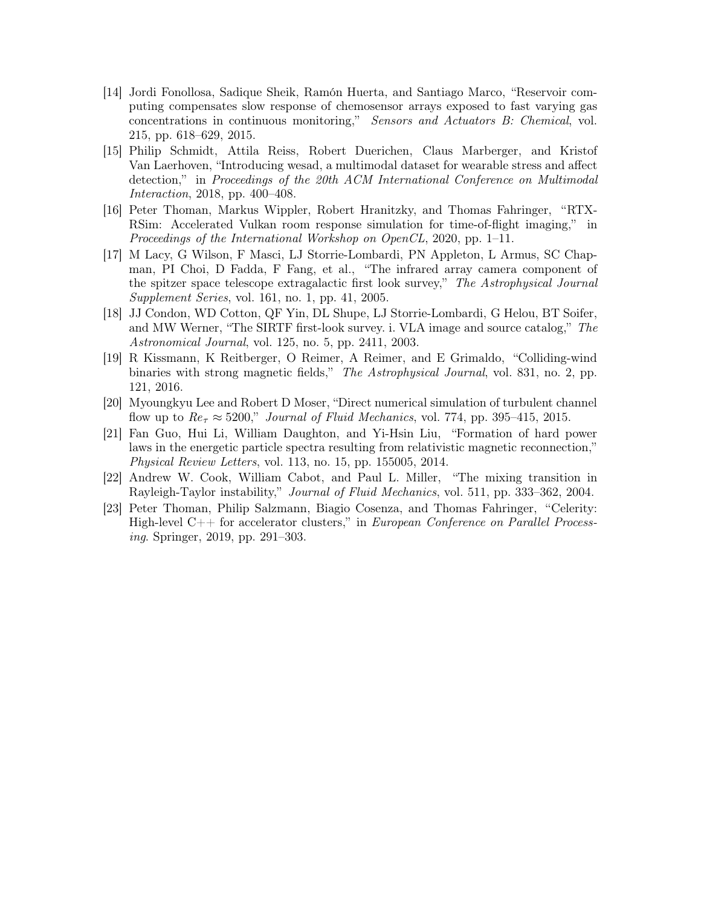[14] Jordi Fonollosa, Sadique Sheik, Ramón Huerta, and Santiago Marco, "Reservoir computing compensates slow response of chemosensor arrays exposed to fast varying gas concentrations in continuous monitoring," *Sensors and Actuators B: Chemical*, vol. 215, pp. 618–629, 2015.

[15] Philip Schmidt, Attila Reiss, Robert Duerichen, Claus Marberger, and Kristof Van Laerhoven, "Introducing wesad, a multimodal dataset for wearable stress and affect detection," in *Proceedings of the 20th ACM International Conference on Multimodal Interaction*, 2018, pp. 400–408.

[16] Peter Thoman, Markus Wippler, Robert Hranitzky, and Thomas Fahringer, "RTX-RSim: Accelerated Vulkan room response simulation for time-of-flight imaging," in *Proceedings of the International Workshop on OpenCL*, 2020, pp. 1–11.

[17] M Lacy, G Wilson, F Masci, LJ Storrie-Lombardi, PN Appleton, L Armus, SC Chapman, PI Choi, D Fadda, F Fang, et al., "The infrared array camera component of the spitzer space telescope extragalactic first look survey," *The Astrophysical Journal Supplement Series*, vol. 161, no. 1, pp. 41, 2005.

[18] JJ Condon, WD Cotton, QF Yin, DL Shupe, LJ Storrie-Lombardi, G Helou, BT Soifer, and MW Werner, "The SIRTF first-look survey. i. VLA image and source catalog," *The Astronomical Journal*, vol. 125, no. 5, pp. 2411, 2003.

[19] R Kissmann, K Reitberger, O Reimer, A Reimer, and E Grimaldo, "Colliding-wind binaries with strong magnetic fields," *The Astrophysical Journal*, vol. 831, no. 2, pp. 121, 2016.

[20] Myoungkyu Lee and Robert D Moser, "Direct numerical simulation of turbulent channel flow up to $Re_\tau \approx 5200$," *Journal of Fluid Mechanics*, vol. 774, pp. 395–415, 2015.

[21] Fan Guo, Hui Li, William Daughton, and Yi-Hsin Liu, "Formation of hard power laws in the energetic particle spectra resulting from relativistic magnetic reconnection," *Physical Review Letters*, vol. 113, no. 15, pp. 155005, 2014.

[22] Andrew W. Cook, William Cabot, and Paul L. Miller, "The mixing transition in Rayleigh-Taylor instability," *Journal of Fluid Mechanics*, vol. 511, pp. 333–362, 2004.

[23] Peter Thoman, Philip Salzmann, Biagio Cosenza, and Thomas Fahringer, "Celerity: High-level C++ for accelerator clusters," in *European Conference on Parallel Processing*. Springer, 2019, pp. 291–303.